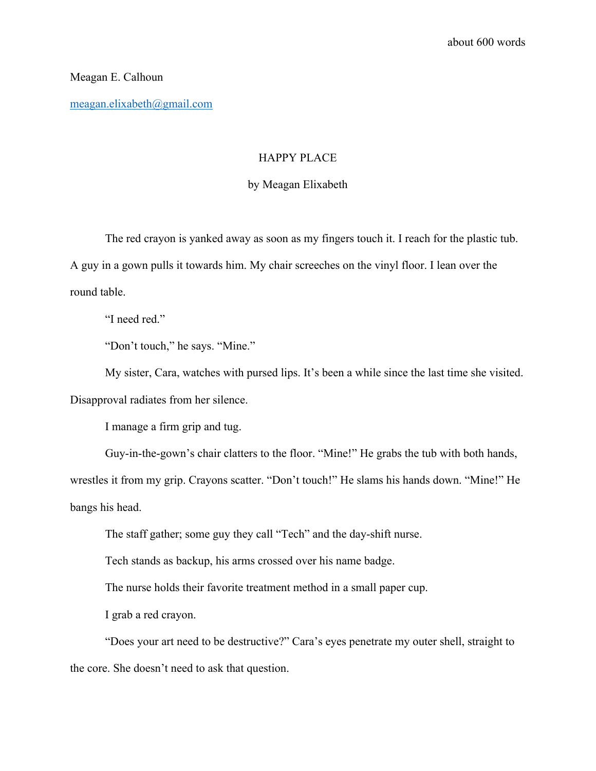about 600 words

Meagan E. Calhoun

meagan.elixabeth@gmail.com

# HAPPY PLACE

by Meagan Elixabeth

The red crayon is yanked away as soon as my fingers touch it. I reach for the plastic tub. A guy in a gown pulls it towards him. My chair screeches on the vinyl floor. I lean over the round table.

"I need red."

"Don't touch," he says. "Mine."

My sister, Cara, watches with pursed lips. It's been a while since the last time she visited. Disapproval radiates from her silence.

I manage a firm grip and tug.

Guy-in-the-gown's chair clatters to the floor. "Mine!" He grabs the tub with both hands, wrestles it from my grip. Crayons scatter. "Don't touch!" He slams his hands down. "Mine!" He bangs his head.

The staff gather; some guy they call "Tech" and the day-shift nurse.

Tech stands as backup, his arms crossed over his name badge.

The nurse holds their favorite treatment method in a small paper cup.

I grab a red crayon.

"Does your art need to be destructive?" Cara's eyes penetrate my outer shell, straight to the core. She doesn't need to ask that question.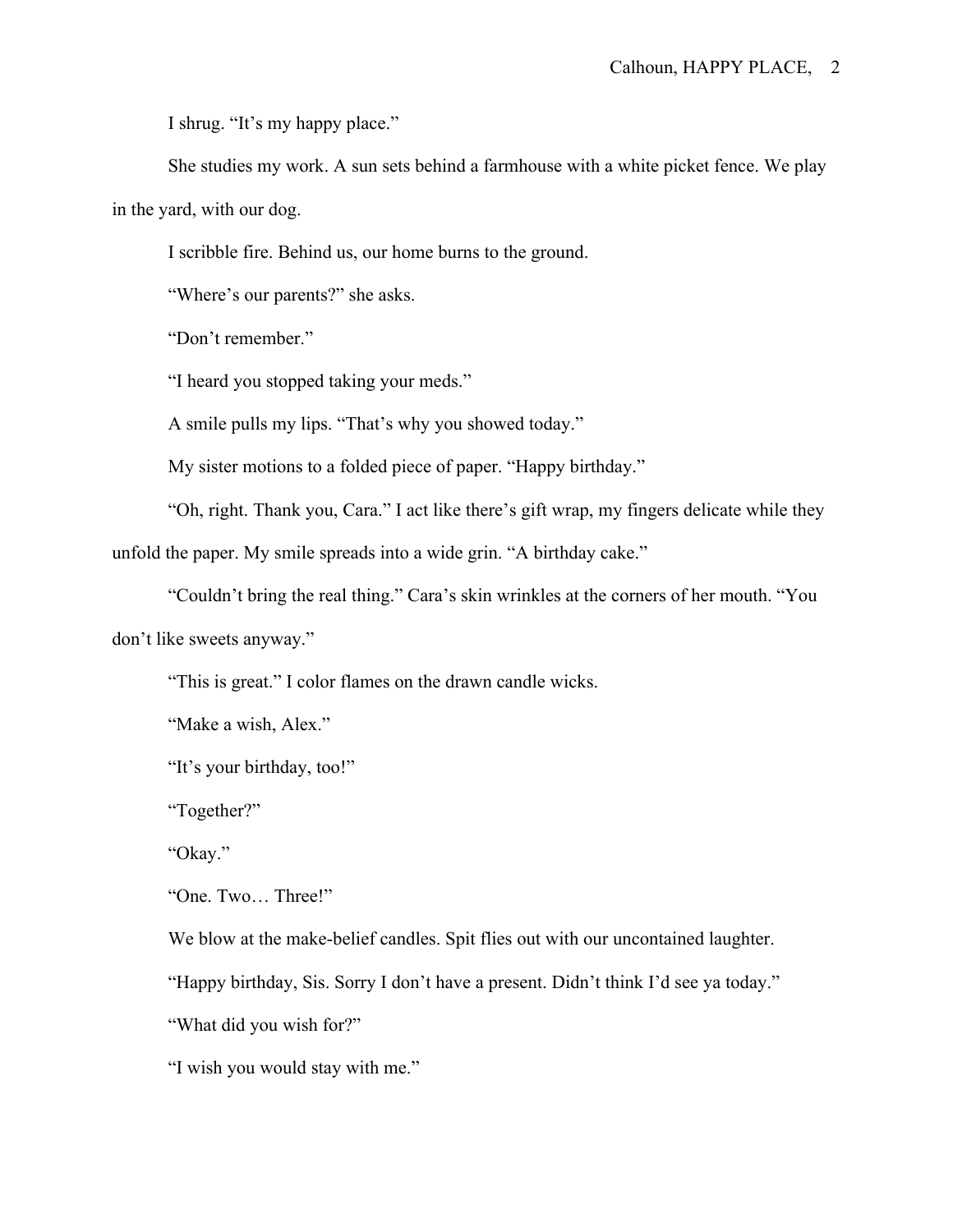I shrug. "It's my happy place."

She studies my work. A sun sets behind a farmhouse with a white picket fence. We play in the yard, with our dog.

I scribble fire. Behind us, our home burns to the ground.

"Where's our parents?" she asks.

"Don't remember."

"I heard you stopped taking your meds."

A smile pulls my lips. "That's why you showed today."

My sister motions to a folded piece of paper. "Happy birthday."

"Oh, right. Thank you, Cara." I act like there's gift wrap, my fingers delicate while they unfold the paper. My smile spreads into a wide grin. "A birthday cake."

"Couldn't bring the real thing." Cara's skin wrinkles at the corners of her mouth. "You don't like sweets anyway."

"This is great." I color flames on the drawn candle wicks.

"Make a wish, Alex."

"It's your birthday, too!"

"Together?"

"Okay."

"One. Two… Three!"

We blow at the make-belief candles. Spit flies out with our uncontained laughter.

"Happy birthday, Sis. Sorry I don't have a present. Didn't think I'd see ya today."

"What did you wish for?"

"I wish you would stay with me."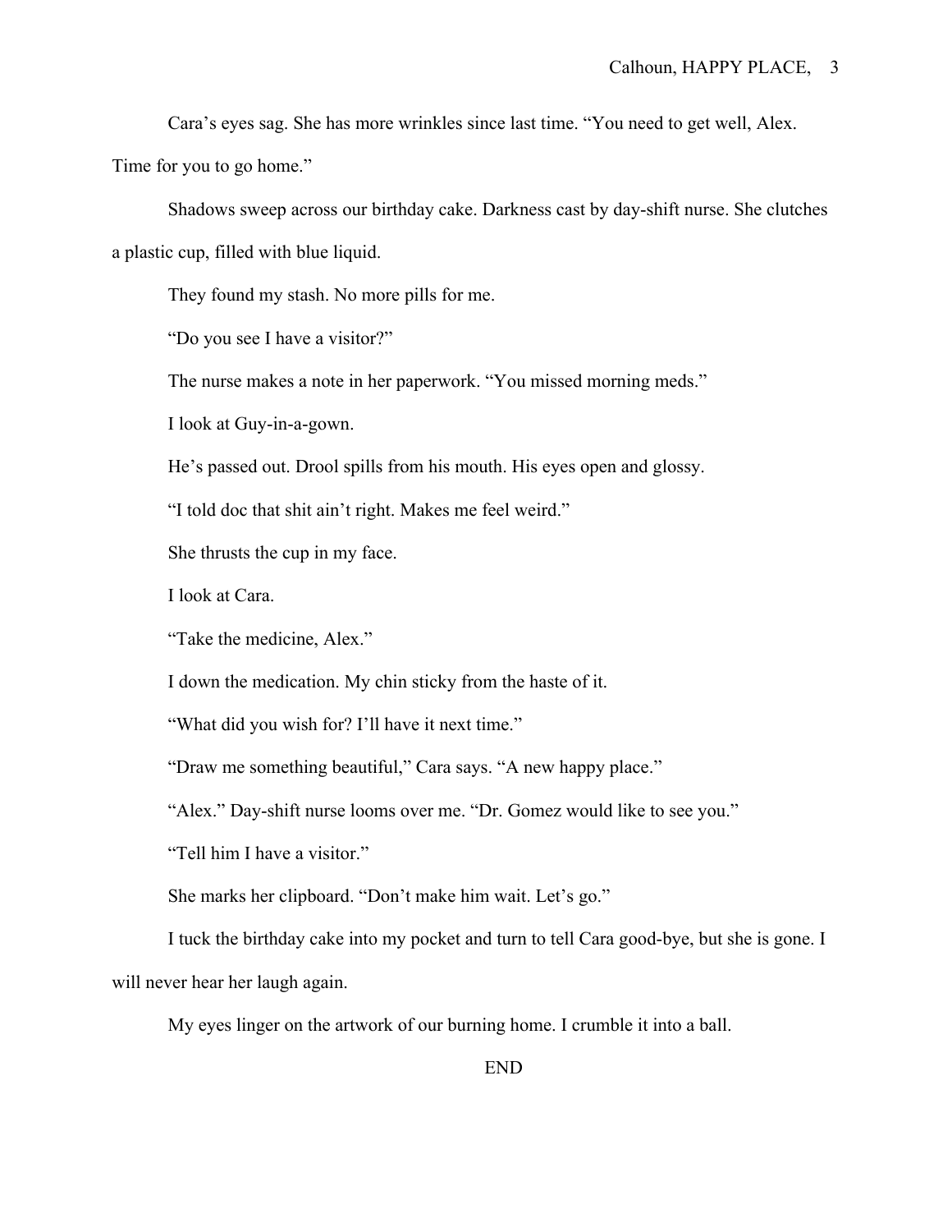Cara's eyes sag. She has more wrinkles since last time. "You need to get well, Alex. Time for you to go home."

Shadows sweep across our birthday cake. Darkness cast by day-shift nurse. She clutches a plastic cup, filled with blue liquid.

They found my stash. No more pills for me.

"Do you see I have a visitor?"

The nurse makes a note in her paperwork. "You missed morning meds."

I look at Guy-in-a-gown.

He's passed out. Drool spills from his mouth. His eyes open and glossy.

"I told doc that shit ain't right. Makes me feel weird."

She thrusts the cup in my face.

I look at Cara.

"Take the medicine, Alex."

I down the medication. My chin sticky from the haste of it.

"What did you wish for? I'll have it next time."

"Draw me something beautiful," Cara says. "A new happy place."

"Alex." Day-shift nurse looms over me. "Dr. Gomez would like to see you."

"Tell him I have a visitor."

She marks her clipboard. "Don't make him wait. Let's go."

I tuck the birthday cake into my pocket and turn to tell Cara good-bye, but she is gone. I will never hear her laugh again.

My eyes linger on the artwork of our burning home. I crumble it into a ball.

END